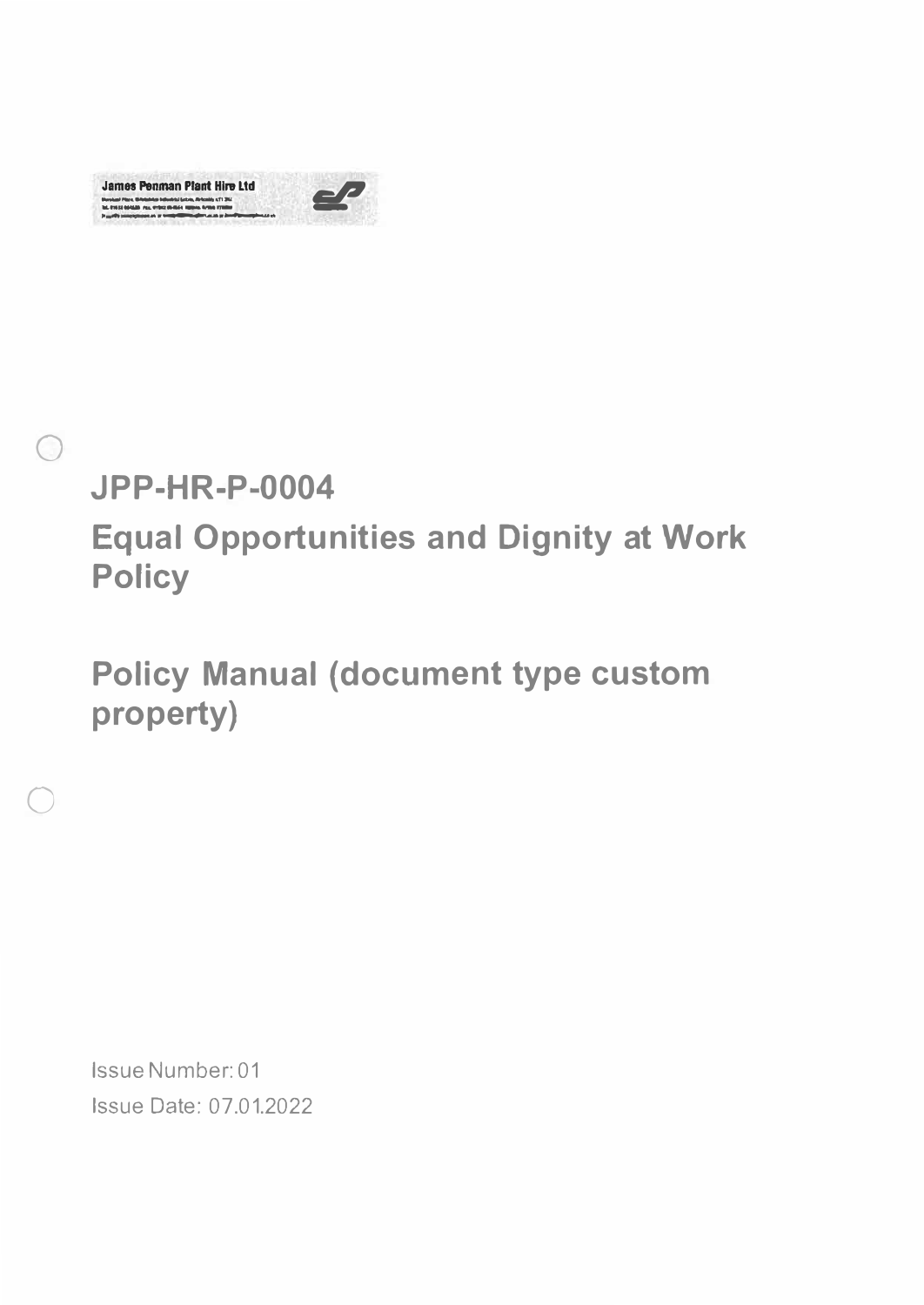James Penman Plant Hire Ltd

# JPP-HR-P-0004

# Equal Opportunities and Dignity at Work Policy

## Policy Manual (document type custom property)

Issue Number: 01

Issue Date: 07.01.2022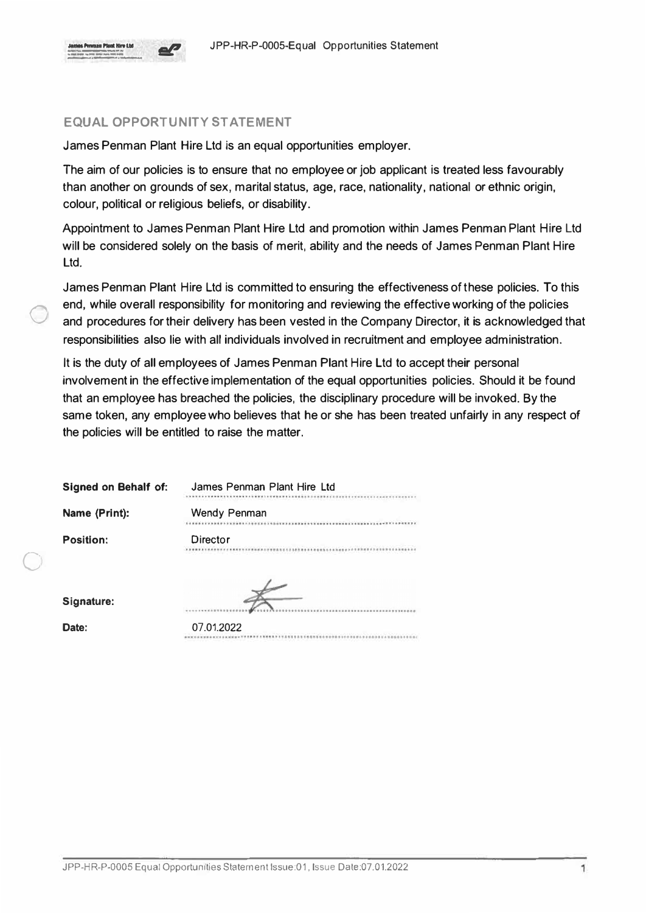## EQUAL OPPORTUNITY STATEMENT

James Penman Plant Hire Ltd is an equal opportunities employer.

The aim of our policies is to ensure that no employee or job applicant is treated less favourably than another on grounds of sex, marital status, age, race, nationality, national or ethnic origin, colour, political or religious beliefs, or disability.

Appointment to James Penman Plant Hire Ltd and promotion within James Penman Plant Hire Ltd will be considered solely on the basis of merit, ability and the needs of James Penman Plant Hire Ltd.

James Penman Plant Hire Ltd is committed to ensuring the effectiveness of these policies. To this end, while overall responsibility for monitoring and reviewing the effective working of the policies and procedures for their delivery has been vested in the Company Director, it is acknowledged that responsibilities also lie with all individuals involved in recruitment and employee administration.

It is the duty of all employees of James Penman Plant Hire Ltd to accept their personal involvement in the effective implementation of the equal opportunities policies. Should it be found that an employee has breached the policies, the disciplinary procedure will be invoked. By the same token, any employee who believes that he or she has been treated unfairly in any respect of the policies will be entitled to raise the matter.

**Signed on Behalf of:** James Penman Plant Hire Ltd

**Name (Print):** Wendy Penman

**Position:** Director

**Signature:**

**Date:** 07.01.2022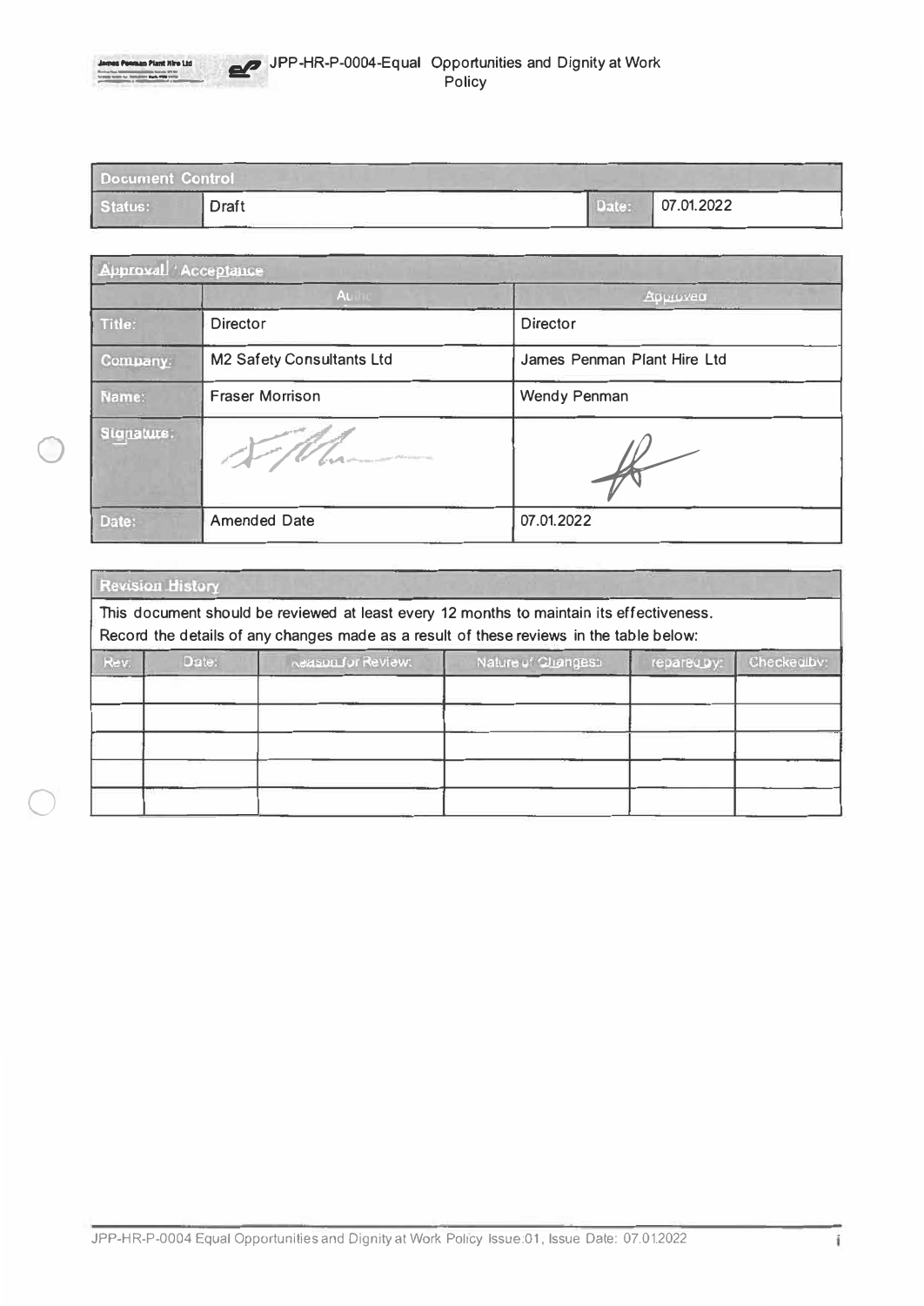| Document Control | | | |
|---|---|---|---|
| Status: | Draft | Date: | 07.01.2022 |

| Approval / Acceptance | | |
|---|---|---|
| | Author | Approved |
| Title: | Director | Director |
| Company: | M2 Safety Consultants Ltd | James Penman Plant Hire Ltd |
| Name: | Fraser Morrison | Wendy Penman |
| Signature: | | |
| Date: | Amended Date | 07.01.2022 |

**Revision History**

This document should be reviewed at least every 12 months to maintain its effectiveness.
Record the details of any changes made as a result of these reviews in the table below:

| Rev: | Date: | Reason for Review: | Nature of Changes: | Prepared by: | Checked by: |
|---|---|---|---|---|---|
| | | | | | |
| | | | | | |
| | | | | | |
| | | | | | |
| | | | | | |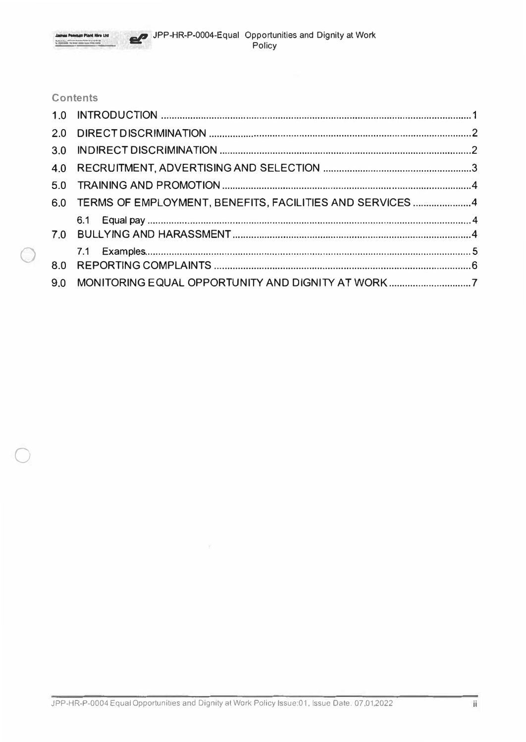## Contents

1.0 INTRODUCTION ........................................................................................................1

2.0 DIRECT DISCRIMINATION ........................................................................................2

3.0 INDIRECT DISCRIMINATION ....................................................................................2

4.0 RECRUITMENT, ADVERTISING AND SELECTION ..................................................3

5.0 TRAINING AND PROMOTION ....................................................................................4

6.0 TERMS OF EMPLOYMENT, BENEFITS, FACILITIES AND SERVICES ......................4

- 6.1 Equal pay ..........................................................................................................4

7.0 BULLYING AND HARASSMENT ..................................................................................4

- 7.1 Examples...........................................................................................................5

8.0 REPORTING COMPLAINTS ........................................................................................6

9.0 MONITORING EQUAL OPPORTUNITY AND DIGNITY AT WORK ..............................7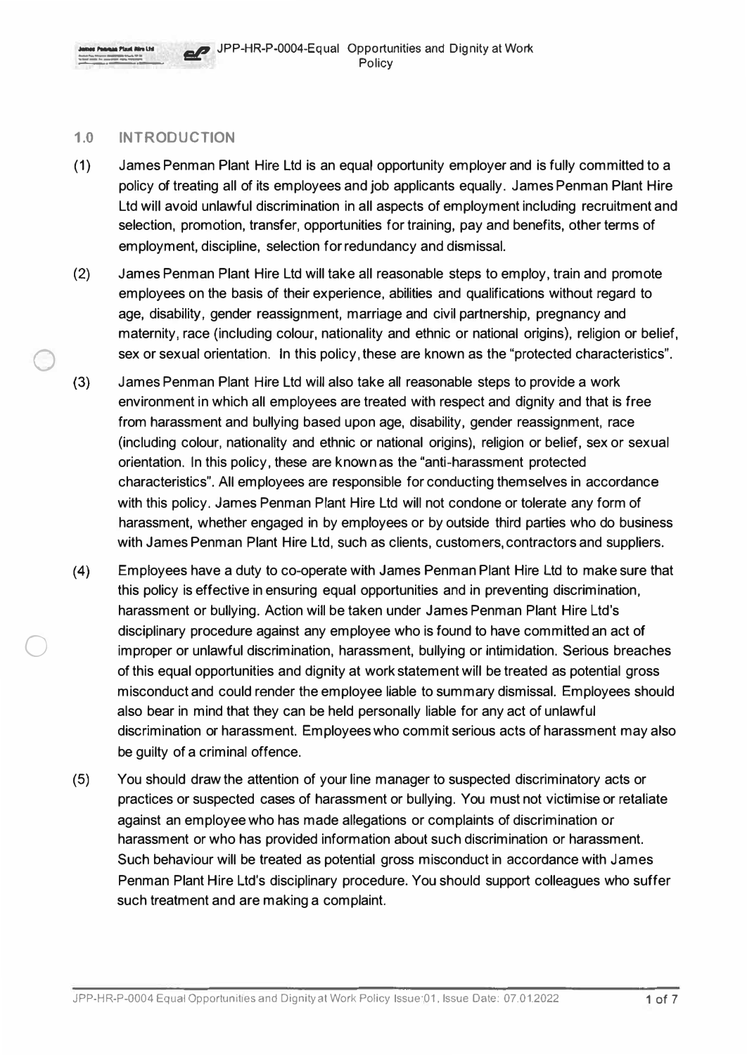## 1.0 INTRODUCTION

(1) James Penman Plant Hire Ltd is an equal opportunity employer and is fully committed to a policy of treating all of its employees and job applicants equally. James Penman Plant Hire Ltd will avoid unlawful discrimination in all aspects of employment including recruitment and selection, promotion, transfer, opportunities for training, pay and benefits, other terms of employment, discipline, selection for redundancy and dismissal.

(2) James Penman Plant Hire Ltd will take all reasonable steps to employ, train and promote employees on the basis of their experience, abilities and qualifications without regard to age, disability, gender reassignment, marriage and civil partnership, pregnancy and maternity, race (including colour, nationality and ethnic or national origins), religion or belief, sex or sexual orientation. In this policy, these are known as the "protected characteristics".

(3) James Penman Plant Hire Ltd will also take all reasonable steps to provide a work environment in which all employees are treated with respect and dignity and that is free from harassment and bullying based upon age, disability, gender reassignment, race (including colour, nationality and ethnic or national origins), religion or belief, sex or sexual orientation. In this policy, these are known as the "anti-harassment protected characteristics". All employees are responsible for conducting themselves in accordance with this policy. James Penman Plant Hire Ltd will not condone or tolerate any form of harassment, whether engaged in by employees or by outside third parties who do business with James Penman Plant Hire Ltd, such as clients, customers, contractors and suppliers.

(4) Employees have a duty to co-operate with James Penman Plant Hire Ltd to make sure that this policy is effective in ensuring equal opportunities and in preventing discrimination, harassment or bullying. Action will be taken under James Penman Plant Hire Ltd's disciplinary procedure against any employee who is found to have committed an act of improper or unlawful discrimination, harassment, bullying or intimidation. Serious breaches of this equal opportunities and dignity at work statement will be treated as potential gross misconduct and could render the employee liable to summary dismissal. Employees should also bear in mind that they can be held personally liable for any act of unlawful discrimination or harassment. Employees who commit serious acts of harassment may also be guilty of a criminal offence.

(5) You should draw the attention of your line manager to suspected discriminatory acts or practices or suspected cases of harassment or bullying. You must not victimise or retaliate against an employee who has made allegations or complaints of discrimination or harassment or who has provided information about such discrimination or harassment. Such behaviour will be treated as potential gross misconduct in accordance with James Penman Plant Hire Ltd's disciplinary procedure. You should support colleagues who suffer such treatment and are making a complaint.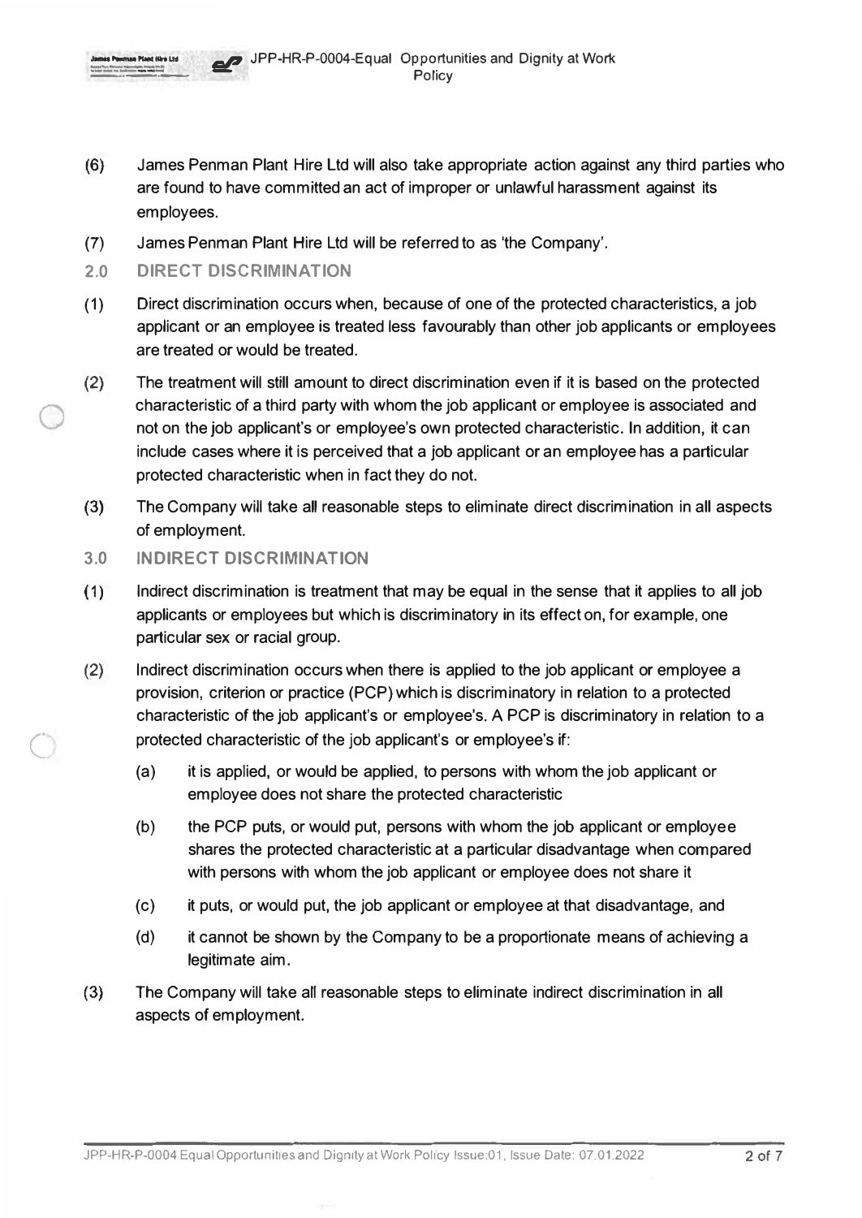(6) James Penman Plant Hire Ltd will also take appropriate action against any third parties who are found to have committed an act of improper or unlawful harassment against its employees.

(7) James Penman Plant Hire Ltd will be referred to as 'the Company'.

## 2.0 DIRECT DISCRIMINATION

(1) Direct discrimination occurs when, because of one of the protected characteristics, a job applicant or an employee is treated less favourably than other job applicants or employees are treated or would be treated.

(2) The treatment will still amount to direct discrimination even if it is based on the protected characteristic of a third party with whom the job applicant or employee is associated and not on the job applicant's or employee's own protected characteristic. In addition, it can include cases where it is perceived that a job applicant or an employee has a particular protected characteristic when in fact they do not.

(3) The Company will take all reasonable steps to eliminate direct discrimination in all aspects of employment.

## 3.0 INDIRECT DISCRIMINATION

(1) Indirect discrimination is treatment that may be equal in the sense that it applies to all job applicants or employees but which is discriminatory in its effect on, for example, one particular sex or racial group.

(2) Indirect discrimination occurs when there is applied to the job applicant or employee a provision, criterion or practice (PCP) which is discriminatory in relation to a protected characteristic of the job applicant's or employee's. A PCP is discriminatory in relation to a protected characteristic of the job applicant's or employee's if:

   (a) it is applied, or would be applied, to persons with whom the job applicant or employee does not share the protected characteristic

   (b) the PCP puts, or would put, persons with whom the job applicant or employee shares the protected characteristic at a particular disadvantage when compared with persons with whom the job applicant or employee does not share it

   (c) it puts, or would put, the job applicant or employee at that disadvantage, and

   (d) it cannot be shown by the Company to be a proportionate means of achieving a legitimate aim.

(3) The Company will take all reasonable steps to eliminate indirect discrimination in all aspects of employment.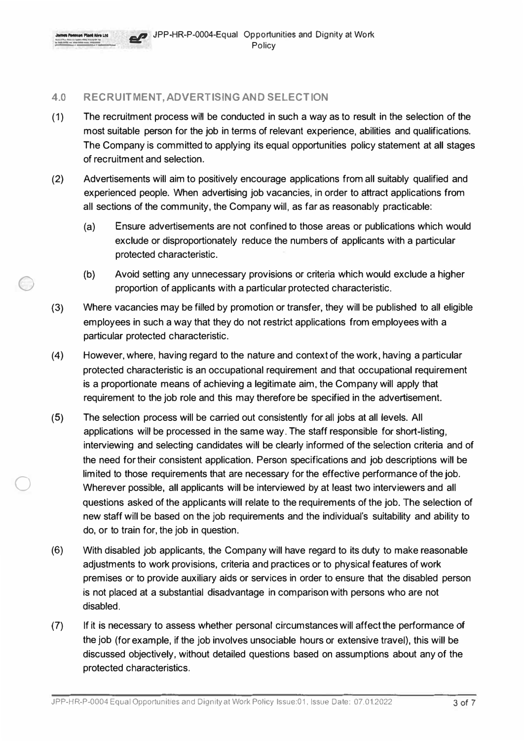## 4.0 RECRUITMENT, ADVERTISING AND SELECTION

(1) The recruitment process will be conducted in such a way as to result in the selection of the most suitable person for the job in terms of relevant experience, abilities and qualifications. The Company is committed to applying its equal opportunities policy statement at all stages of recruitment and selection.

(2) Advertisements will aim to positively encourage applications from all suitably qualified and experienced people. When advertising job vacancies, in order to attract applications from all sections of the community, the Company will, as far as reasonably practicable:

  (a) Ensure advertisements are not confined to those areas or publications which would exclude or disproportionately reduce the numbers of applicants with a particular protected characteristic.

  (b) Avoid setting any unnecessary provisions or criteria which would exclude a higher proportion of applicants with a particular protected characteristic.

(3) Where vacancies may be filled by promotion or transfer, they will be published to all eligible employees in such a way that they do not restrict applications from employees with a particular protected characteristic.

(4) However, where, having regard to the nature and context of the work, having a particular protected characteristic is an occupational requirement and that occupational requirement is a proportionate means of achieving a legitimate aim, the Company will apply that requirement to the job role and this may therefore be specified in the advertisement.

(5) The selection process will be carried out consistently for all jobs at all levels. All applications will be processed in the same way. The staff responsible for short-listing, interviewing and selecting candidates will be clearly informed of the selection criteria and of the need for their consistent application. Person specifications and job descriptions will be limited to those requirements that are necessary for the effective performance of the job. Wherever possible, all applicants will be interviewed by at least two interviewers and all questions asked of the applicants will relate to the requirements of the job. The selection of new staff will be based on the job requirements and the individual's suitability and ability to do, or to train for, the job in question.

(6) With disabled job applicants, the Company will have regard to its duty to make reasonable adjustments to work provisions, criteria and practices or to physical features of work premises or to provide auxiliary aids or services in order to ensure that the disabled person is not placed at a substantial disadvantage in comparison with persons who are not disabled.

(7) If it is necessary to assess whether personal circumstances will affect the performance of the job (for example, if the job involves unsociable hours or extensive travel), this will be discussed objectively, without detailed questions based on assumptions about any of the protected characteristics.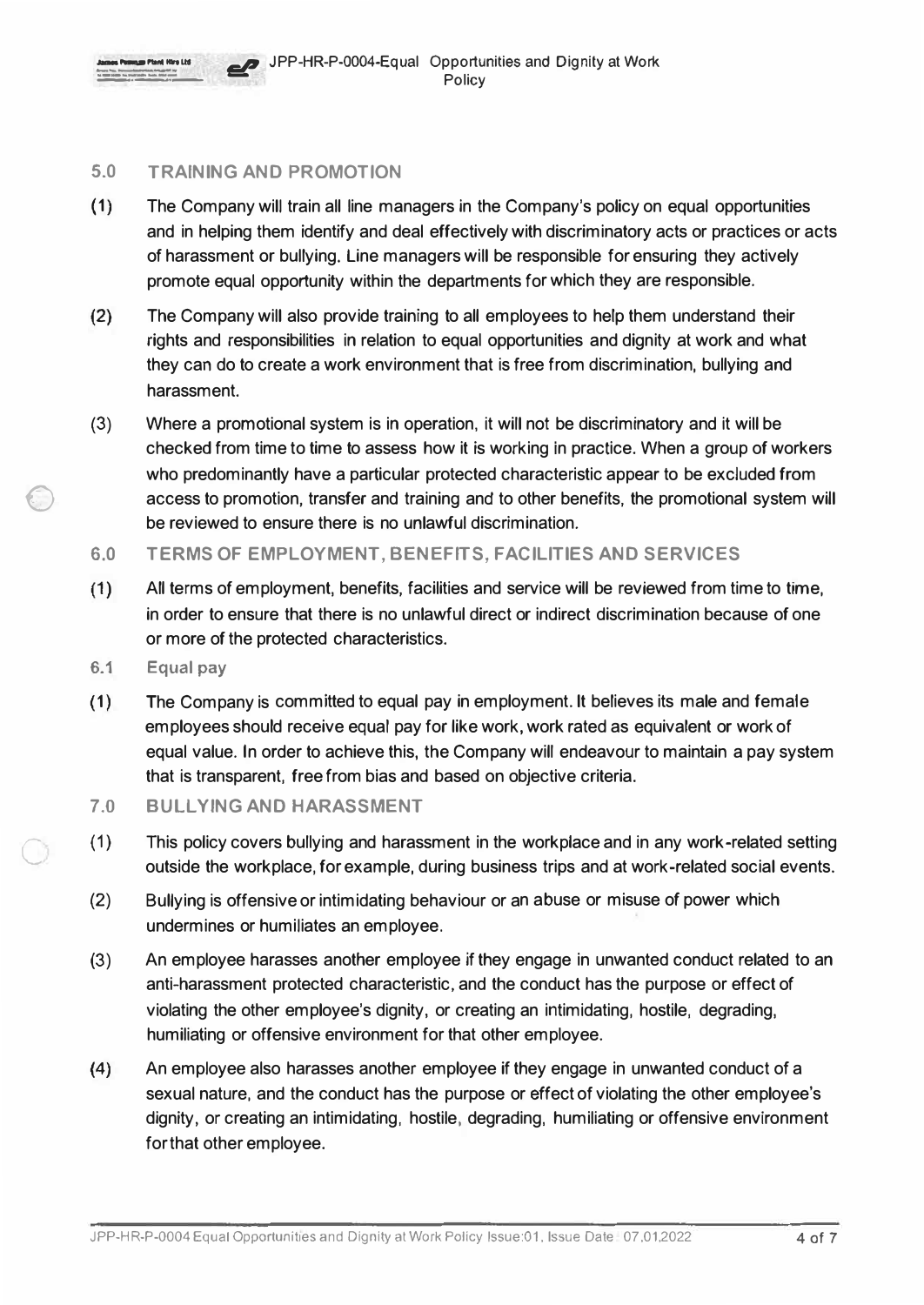## 5.0 TRAINING AND PROMOTION

(1) The Company will train all line managers in the Company's policy on equal opportunities and in helping them identify and deal effectively with discriminatory acts or practices or acts of harassment or bullying. Line managers will be responsible for ensuring they actively promote equal opportunity within the departments for which they are responsible.

(2) The Company will also provide training to all employees to help them understand their rights and responsibilities in relation to equal opportunities and dignity at work and what they can do to create a work environment that is free from discrimination, bullying and harassment.

(3) Where a promotional system is in operation, it will not be discriminatory and it will be checked from time to time to assess how it is working in practice. When a group of workers who predominantly have a particular protected characteristic appear to be excluded from access to promotion, transfer and training and to other benefits, the promotional system will be reviewed to ensure there is no unlawful discrimination.

## 6.0 TERMS OF EMPLOYMENT, BENEFITS, FACILITIES AND SERVICES

(1) All terms of employment, benefits, facilities and service will be reviewed from time to time, in order to ensure that there is no unlawful direct or indirect discrimination because of one or more of the protected characteristics.

### 6.1 Equal pay

(1) The Company is committed to equal pay in employment. It believes its male and female employees should receive equal pay for like work, work rated as equivalent or work of equal value. In order to achieve this, the Company will endeavour to maintain a pay system that is transparent, free from bias and based on objective criteria.

## 7.0 BULLYING AND HARASSMENT

(1) This policy covers bullying and harassment in the workplace and in any work-related setting outside the workplace, for example, during business trips and at work-related social events.

(2) Bullying is offensive or intimidating behaviour or an abuse or misuse of power which undermines or humiliates an employee.

(3) An employee harasses another employee if they engage in unwanted conduct related to an anti-harassment protected characteristic, and the conduct has the purpose or effect of violating the other employee's dignity, or creating an intimidating, hostile, degrading, humiliating or offensive environment for that other employee.

(4) An employee also harasses another employee if they engage in unwanted conduct of a sexual nature, and the conduct has the purpose or effect of violating the other employee's dignity, or creating an intimidating, hostile, degrading, humiliating or offensive environment for that other employee.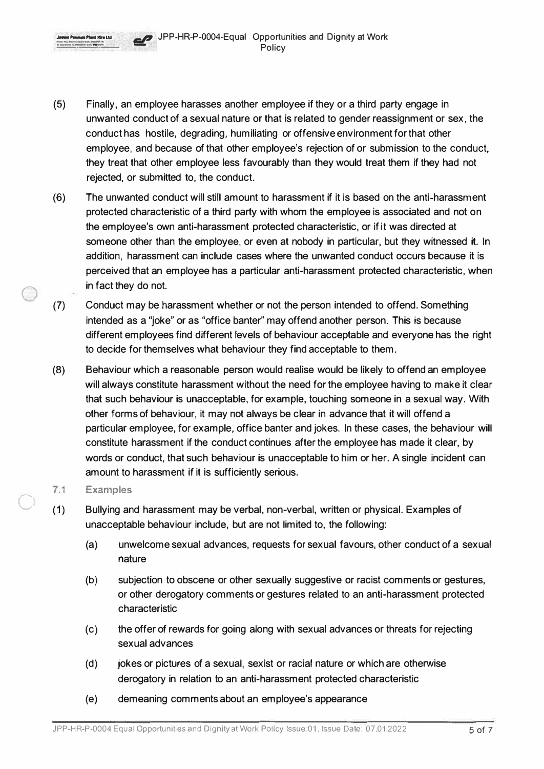(5) Finally, an employee harasses another employee if they or a third party engage in unwanted conduct of a sexual nature or that is related to gender reassignment or sex, the conduct has hostile, degrading, humiliating or offensive environment for that other employee, and because of that other employee's rejection of or submission to the conduct, they treat that other employee less favourably than they would treat them if they had not rejected, or submitted to, the conduct.

(6) The unwanted conduct will still amount to harassment if it is based on the anti-harassment protected characteristic of a third party with whom the employee is associated and not on the employee's own anti-harassment protected characteristic, or if it was directed at someone other than the employee, or even at nobody in particular, but they witnessed it. In addition, harassment can include cases where the unwanted conduct occurs because it is perceived that an employee has a particular anti-harassment protected characteristic, when in fact they do not.

(7) Conduct may be harassment whether or not the person intended to offend. Something intended as a "joke" or as "office banter" may offend another person. This is because different employees find different levels of behaviour acceptable and everyone has the right to decide for themselves what behaviour they find acceptable to them.

(8) Behaviour which a reasonable person would realise would be likely to offend an employee will always constitute harassment without the need for the employee having to make it clear that such behaviour is unacceptable, for example, touching someone in a sexual way. With other forms of behaviour, it may not always be clear in advance that it will offend a particular employee, for example, office banter and jokes. In these cases, the behaviour will constitute harassment if the conduct continues after the employee has made it clear, by words or conduct, that such behaviour is unacceptable to him or her. A single incident can amount to harassment if it is sufficiently serious.

### 7.1 Examples

(1) Bullying and harassment may be verbal, non-verbal, written or physical. Examples of unacceptable behaviour include, but are not limited to, the following:

- (a) unwelcome sexual advances, requests for sexual favours, other conduct of a sexual nature
- (b) subjection to obscene or other sexually suggestive or racist comments or gestures, or other derogatory comments or gestures related to an anti-harassment protected characteristic
- (c) the offer of rewards for going along with sexual advances or threats for rejecting sexual advances
- (d) jokes or pictures of a sexual, sexist or racial nature or which are otherwise derogatory in relation to an anti-harassment protected characteristic
- (e) demeaning comments about an employee's appearance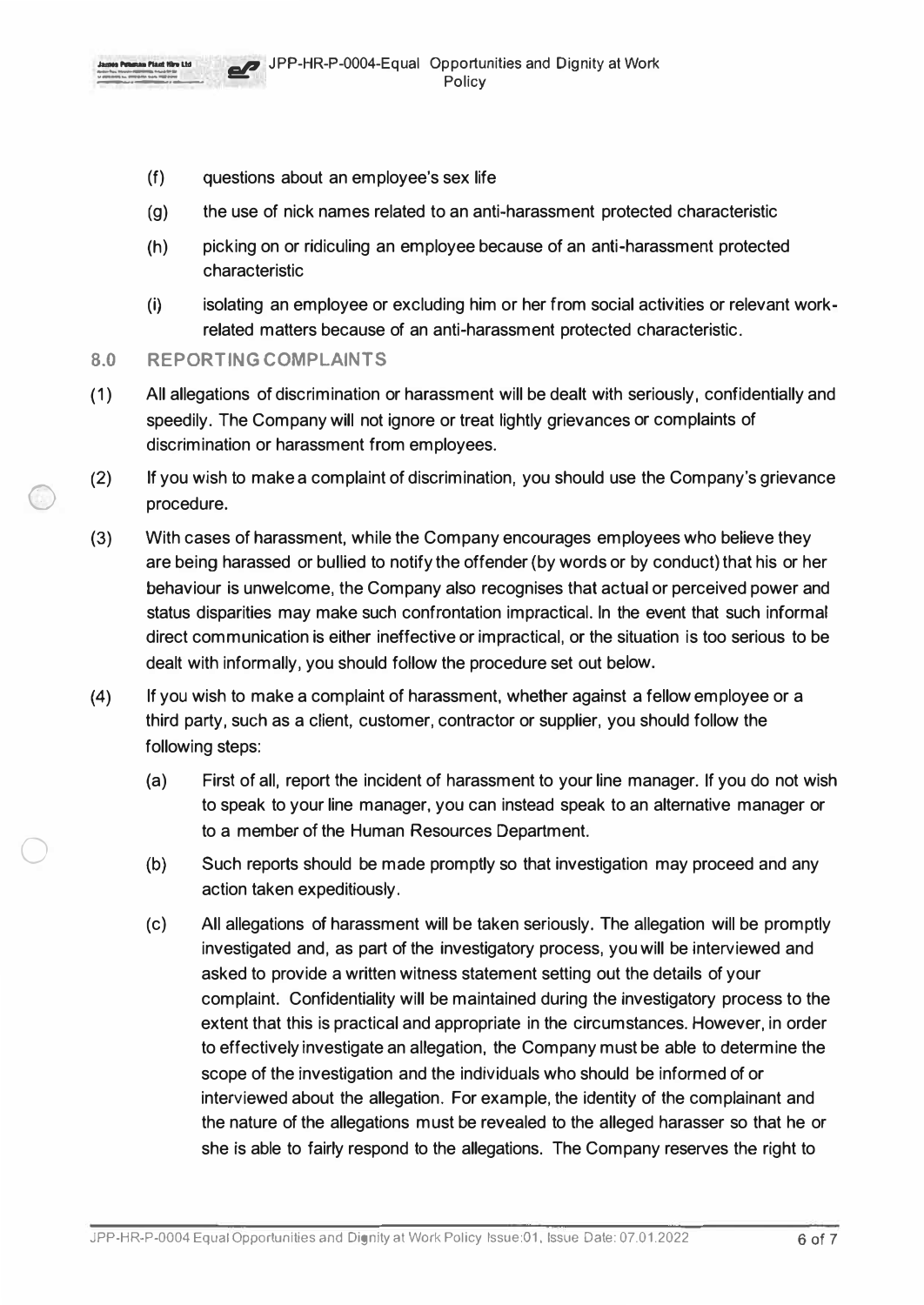(f) questions about an employee's sex life

(g) the use of nick names related to an anti-harassment protected characteristic

(h) picking on or ridiculing an employee because of an anti-harassment protected characteristic

(i) isolating an employee or excluding him or her from social activities or relevant work-related matters because of an anti-harassment protected characteristic.

## 8.0 REPORTING COMPLAINTS

(1) All allegations of discrimination or harassment will be dealt with seriously, confidentially and speedily. The Company will not ignore or treat lightly grievances or complaints of discrimination or harassment from employees.

(2) If you wish to make a complaint of discrimination, you should use the Company's grievance procedure.

(3) With cases of harassment, while the Company encourages employees who believe they are being harassed or bullied to notify the offender (by words or by conduct) that his or her behaviour is unwelcome, the Company also recognises that actual or perceived power and status disparities may make such confrontation impractical. In the event that such informal direct communication is either ineffective or impractical, or the situation is too serious to be dealt with informally, you should follow the procedure set out below.

(4) If you wish to make a complaint of harassment, whether against a fellow employee or a third party, such as a client, customer, contractor or supplier, you should follow the following steps:

(a) First of all, report the incident of harassment to your line manager. If you do not wish to speak to your line manager, you can instead speak to an alternative manager or to a member of the Human Resources Department.

(b) Such reports should be made promptly so that investigation may proceed and any action taken expeditiously.

(c) All allegations of harassment will be taken seriously. The allegation will be promptly investigated and, as part of the investigatory process, you will be interviewed and asked to provide a written witness statement setting out the details of your complaint. Confidentiality will be maintained during the investigatory process to the extent that this is practical and appropriate in the circumstances. However, in order to effectively investigate an allegation, the Company must be able to determine the scope of the investigation and the individuals who should be informed of or interviewed about the allegation. For example, the identity of the complainant and the nature of the allegations must be revealed to the alleged harasser so that he or she is able to fairly respond to the allegations. The Company reserves the right to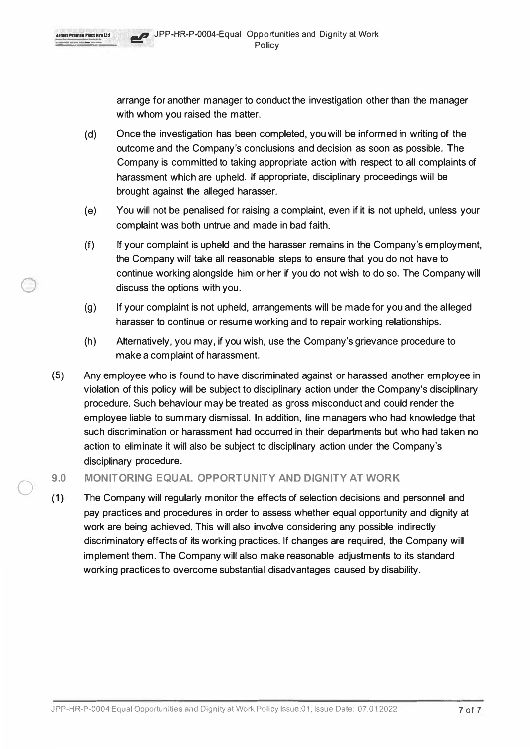arrange for another manager to conduct the investigation other than the manager with whom you raised the matter.

(d) Once the investigation has been completed, you will be informed in writing of the outcome and the Company's conclusions and decision as soon as possible. The Company is committed to taking appropriate action with respect to all complaints of harassment which are upheld. If appropriate, disciplinary proceedings will be brought against the alleged harasser.

(e) You will not be penalised for raising a complaint, even if it is not upheld, unless your complaint was both untrue and made in bad faith.

(f) If your complaint is upheld and the harasser remains in the Company's employment, the Company will take all reasonable steps to ensure that you do not have to continue working alongside him or her if you do not wish to do so. The Company will discuss the options with you.

(g) If your complaint is not upheld, arrangements will be made for you and the alleged harasser to continue or resume working and to repair working relationships.

(h) Alternatively, you may, if you wish, use the Company's grievance procedure to make a complaint of harassment.

(5) Any employee who is found to have discriminated against or harassed another employee in violation of this policy will be subject to disciplinary action under the Company's disciplinary procedure. Such behaviour may be treated as gross misconduct and could render the employee liable to summary dismissal. In addition, line managers who had knowledge that such discrimination or harassment had occurred in their departments but who had taken no action to eliminate it will also be subject to disciplinary action under the Company's disciplinary procedure.

## 9.0 MONITORING EQUAL OPPORTUNITY AND DIGNITY AT WORK

(1) The Company will regularly monitor the effects of selection decisions and personnel and pay practices and procedures in order to assess whether equal opportunity and dignity at work are being achieved. This will also involve considering any possible indirectly discriminatory effects of its working practices. If changes are required, the Company will implement them. The Company will also make reasonable adjustments to its standard working practices to overcome substantial disadvantages caused by disability.